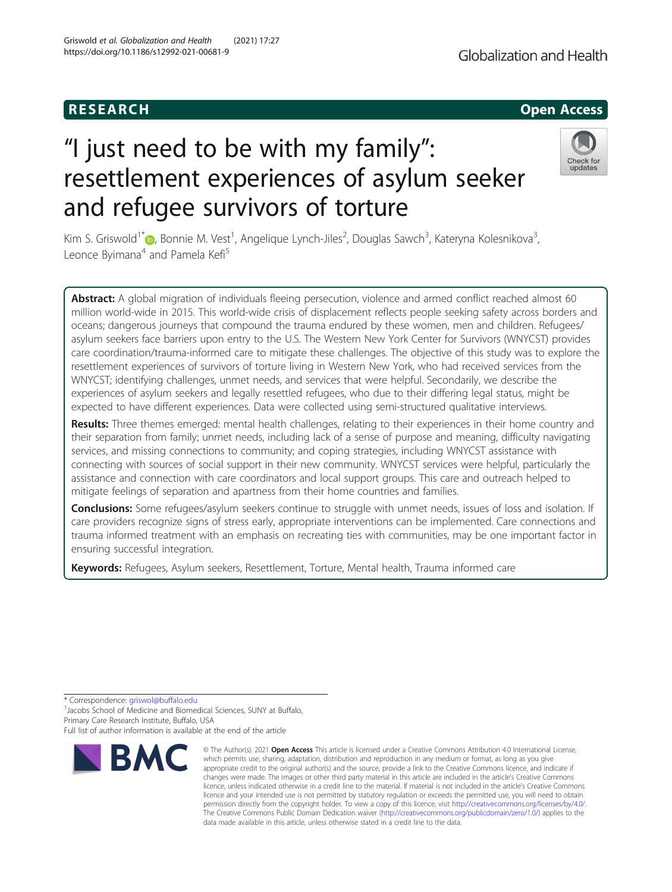RESEARCH

Open Access

# "I just need to be with my family": resettlement experiences of asylum seeker and refugee survivors of torture

Kim S. Griswold[1*], Bonnie M. Vest[1], Angelique Lynch-Jiles[2], Douglas Sawch[3], Kateryna Kolesnikova[3], Leonce Byimana[4] and Pamela Kefi[5]

**Abstract:** A global migration of individuals fleeing persecution, violence and armed conflict reached almost 60 million world-wide in 2015. This world-wide crisis of displacement reflects people seeking safety across borders and oceans; dangerous journeys that compound the trauma endured by these women, men and children. Refugees/asylum seekers face barriers upon entry to the U.S. The Western New York Center for Survivors (WNYCST) provides care coordination/trauma-informed care to mitigate these challenges. The objective of this study was to explore the resettlement experiences of survivors of torture living in Western New York, who had received services from the WNYCST; identifying challenges, unmet needs, and services that were helpful. Secondarily, we describe the experiences of asylum seekers and legally resettled refugees, who due to their differing legal status, might be expected to have different experiences. Data were collected using semi-structured qualitative interviews.

**Results:** Three themes emerged: mental health challenges, relating to their experiences in their home country and their separation from family; unmet needs, including lack of a sense of purpose and meaning, difficulty navigating services, and missing connections to community; and coping strategies, including WNYCST assistance with connecting with sources of social support in their new community. WNYCST services were helpful, particularly the assistance and connection with care coordinators and local support groups. This care and outreach helped to mitigate feelings of separation and apartness from their home countries and families.

**Conclusions:** Some refugees/asylum seekers continue to struggle with unmet needs, issues of loss and isolation. If care providers recognize signs of stress early, appropriate interventions can be implemented. Care connections and trauma informed treatment with an emphasis on recreating ties with communities, may be one important factor in ensuring successful integration.

**Keywords:** Refugees, Asylum seekers, Resettlement, Torture, Mental health, Trauma informed care

* Correspondence: griswol@buffalo.edu

[1]Jacobs School of Medicine and Biomedical Sciences, SUNY at Buffalo, Primary Care Research Institute, Buffalo, USA

Full list of author information is available at the end of the article

© The Author(s). 2021 **Open Access** This article is licensed under a Creative Commons Attribution 4.0 International License, which permits use, sharing, adaptation, distribution and reproduction in any medium or format, as long as you give appropriate credit to the original author(s) and the source, provide a link to the Creative Commons licence, and indicate if changes were made. The images or other third party material in this article are included in the article's Creative Commons licence, unless indicated otherwise in a credit line to the material. If material is not included in the article's Creative Commons licence and your intended use is not permitted by statutory regulation or exceeds the permitted use, you will need to obtain permission directly from the copyright holder. To view a copy of this licence, visit http://creativecommons.org/licenses/by/4.0/. The Creative Commons Public Domain Dedication waiver (http://creativecommons.org/publicdomain/zero/1.0/) applies to the data made available in this article, unless otherwise stated in a credit line to the data.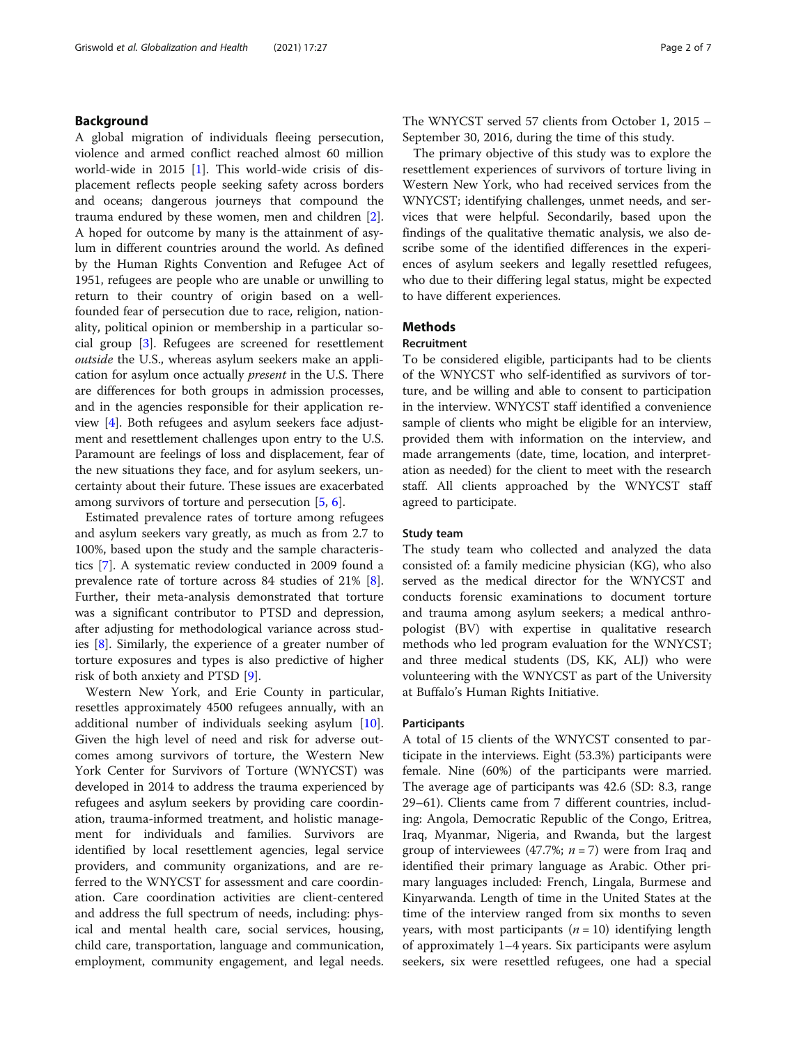## Background

A global migration of individuals fleeing persecution, violence and armed conflict reached almost 60 million world-wide in 2015 [1]. This world-wide crisis of displacement reflects people seeking safety across borders and oceans; dangerous journeys that compound the trauma endured by these women, men and children [2]. A hoped for outcome by many is the attainment of asylum in different countries around the world. As defined by the Human Rights Convention and Refugee Act of 1951, refugees are people who are unable or unwilling to return to their country of origin based on a well-founded fear of persecution due to race, religion, nationality, political opinion or membership in a particular social group [3]. Refugees are screened for resettlement *outside* the U.S., whereas asylum seekers make an application for asylum once actually *present* in the U.S. There are differences for both groups in admission processes, and in the agencies responsible for their application review [4]. Both refugees and asylum seekers face adjustment and resettlement challenges upon entry to the U.S. Paramount are feelings of loss and displacement, fear of the new situations they face, and for asylum seekers, uncertainty about their future. These issues are exacerbated among survivors of torture and persecution [5, 6].

Estimated prevalence rates of torture among refugees and asylum seekers vary greatly, as much as from 2.7 to 100%, based upon the study and the sample characteristics [7]. A systematic review conducted in 2009 found a prevalence rate of torture across 84 studies of 21% [8]. Further, their meta-analysis demonstrated that torture was a significant contributor to PTSD and depression, after adjusting for methodological variance across studies [8]. Similarly, the experience of a greater number of torture exposures and types is also predictive of higher risk of both anxiety and PTSD [9].

Western New York, and Erie County in particular, resettles approximately 4500 refugees annually, with an additional number of individuals seeking asylum [10]. Given the high level of need and risk for adverse outcomes among survivors of torture, the Western New York Center for Survivors of Torture (WNYCST) was developed in 2014 to address the trauma experienced by refugees and asylum seekers by providing care coordination, trauma-informed treatment, and holistic management for individuals and families. Survivors are identified by local resettlement agencies, legal service providers, and community organizations, and are referred to the WNYCST for assessment and care coordination. Care coordination activities are client-centered and address the full spectrum of needs, including: physical and mental health care, social services, housing, child care, transportation, language and communication, employment, community engagement, and legal needs. The WNYCST served 57 clients from October 1, 2015 – September 30, 2016, during the time of this study.

The primary objective of this study was to explore the resettlement experiences of survivors of torture living in Western New York, who had received services from the WNYCST; identifying challenges, unmet needs, and services that were helpful. Secondarily, based upon the findings of the qualitative thematic analysis, we also describe some of the identified differences in the experiences of asylum seekers and legally resettled refugees, who due to their differing legal status, might be expected to have different experiences.

## Methods

### Recruitment

To be considered eligible, participants had to be clients of the WNYCST who self-identified as survivors of torture, and be willing and able to consent to participation in the interview. WNYCST staff identified a convenience sample of clients who might be eligible for an interview, provided them with information on the interview, and made arrangements (date, time, location, and interpretation as needed) for the client to meet with the research staff. All clients approached by the WNYCST staff agreed to participate.

### Study team

The study team who collected and analyzed the data consisted of: a family medicine physician (KG), who also served as the medical director for the WNYCST and conducts forensic examinations to document torture and trauma among asylum seekers; a medical anthropologist (BV) with expertise in qualitative research methods who led program evaluation for the WNYCST; and three medical students (DS, KK, ALJ) who were volunteering with the WNYCST as part of the University at Buffalo's Human Rights Initiative.

### Participants

A total of 15 clients of the WNYCST consented to participate in the interviews. Eight (53.3%) participants were female. Nine (60%) of the participants were married. The average age of participants was 42.6 (SD: 8.3, range 29–61). Clients came from 7 different countries, including: Angola, Democratic Republic of the Congo, Eritrea, Iraq, Myanmar, Nigeria, and Rwanda, but the largest group of interviewees (47.7%; $n = 7$) were from Iraq and identified their primary language as Arabic. Other primary languages included: French, Lingala, Burmese and Kinyarwanda. Length of time in the United States at the time of the interview ranged from six months to seven years, with most participants ($n = 10$) identifying length of approximately 1–4 years. Six participants were asylum seekers, six were resettled refugees, one had a special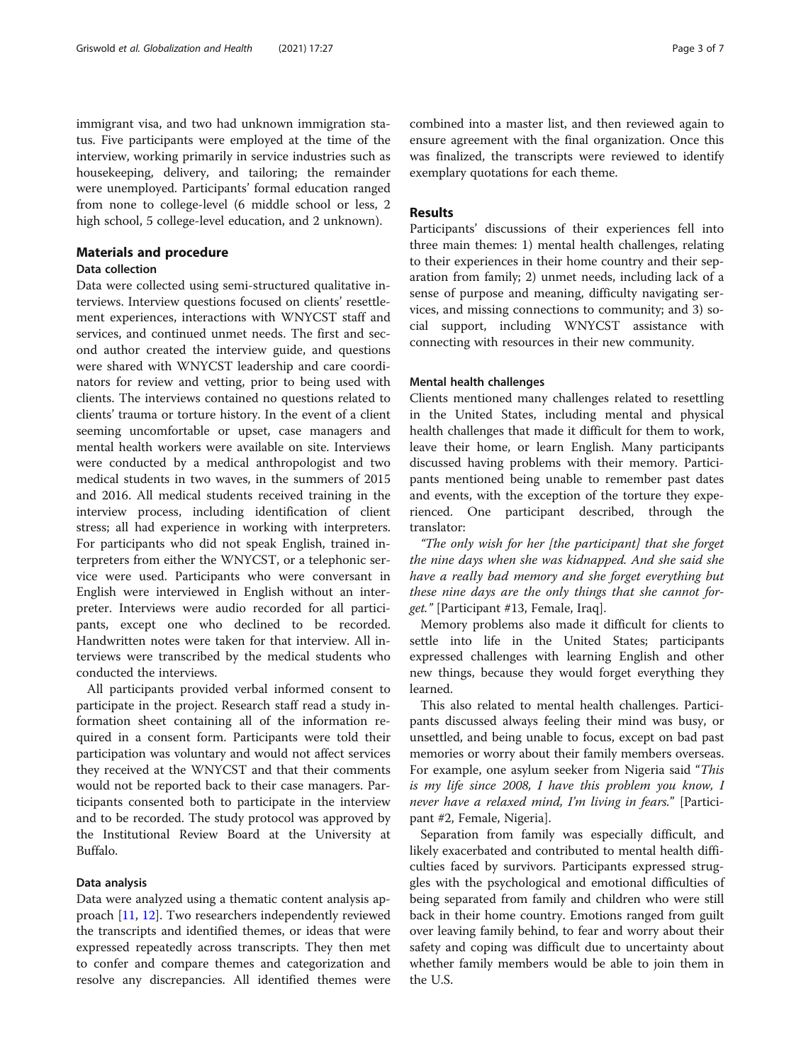immigrant visa, and two had unknown immigration status. Five participants were employed at the time of the interview, working primarily in service industries such as housekeeping, delivery, and tailoring; the remainder were unemployed. Participants' formal education ranged from none to college-level (6 middle school or less, 2 high school, 5 college-level education, and 2 unknown).

## Materials and procedure

### Data collection

Data were collected using semi-structured qualitative interviews. Interview questions focused on clients' resettlement experiences, interactions with WNYCST staff and services, and continued unmet needs. The first and second author created the interview guide, and questions were shared with WNYCST leadership and care coordinators for review and vetting, prior to being used with clients. The interviews contained no questions related to clients' trauma or torture history. In the event of a client seeming uncomfortable or upset, case managers and mental health workers were available on site. Interviews were conducted by a medical anthropologist and two medical students in two waves, in the summers of 2015 and 2016. All medical students received training in the interview process, including identification of client stress; all had experience in working with interpreters. For participants who did not speak English, trained interpreters from either the WNYCST, or a telephonic service were used. Participants who were conversant in English were interviewed in English without an interpreter. Interviews were audio recorded for all participants, except one who declined to be recorded. Handwritten notes were taken for that interview. All interviews were transcribed by the medical students who conducted the interviews.

All participants provided verbal informed consent to participate in the project. Research staff read a study information sheet containing all of the information required in a consent form. Participants were told their participation was voluntary and would not affect services they received at the WNYCST and that their comments would not be reported back to their case managers. Participants consented both to participate in the interview and to be recorded. The study protocol was approved by the Institutional Review Board at the University at Buffalo.

### Data analysis

Data were analyzed using a thematic content analysis approach [11, 12]. Two researchers independently reviewed the transcripts and identified themes, or ideas that were expressed repeatedly across transcripts. They then met to confer and compare themes and categorization and resolve any discrepancies. All identified themes were combined into a master list, and then reviewed again to ensure agreement with the final organization. Once this was finalized, the transcripts were reviewed to identify exemplary quotations for each theme.

## Results

Participants' discussions of their experiences fell into three main themes: 1) mental health challenges, relating to their experiences in their home country and their separation from family; 2) unmet needs, including lack of a sense of purpose and meaning, difficulty navigating services, and missing connections to community; and 3) social support, including WNYCST assistance with connecting with resources in their new community.

### Mental health challenges

Clients mentioned many challenges related to resettling in the United States, including mental and physical health challenges that made it difficult for them to work, leave their home, or learn English. Many participants discussed having problems with their memory. Participants mentioned being unable to remember past dates and events, with the exception of the torture they experienced. One participant described, through the translator:

*"The only wish for her [the participant] that she forget the nine days when she was kidnapped. And she said she have a really bad memory and she forget everything but these nine days are the only things that she cannot forget."* [Participant #13, Female, Iraq].

Memory problems also made it difficult for clients to settle into life in the United States; participants expressed challenges with learning English and other new things, because they would forget everything they learned.

This also related to mental health challenges. Participants discussed always feeling their mind was busy, or unsettled, and being unable to focus, except on bad past memories or worry about their family members overseas. For example, one asylum seeker from Nigeria said "*This is my life since 2008, I have this problem you know, I never have a relaxed mind, I'm living in fears.*" [Participant #2, Female, Nigeria].

Separation from family was especially difficult, and likely exacerbated and contributed to mental health difficulties faced by survivors. Participants expressed struggles with the psychological and emotional difficulties of being separated from family and children who were still back in their home country. Emotions ranged from guilt over leaving family behind, to fear and worry about their safety and coping was difficult due to uncertainty about whether family members would be able to join them in the U.S.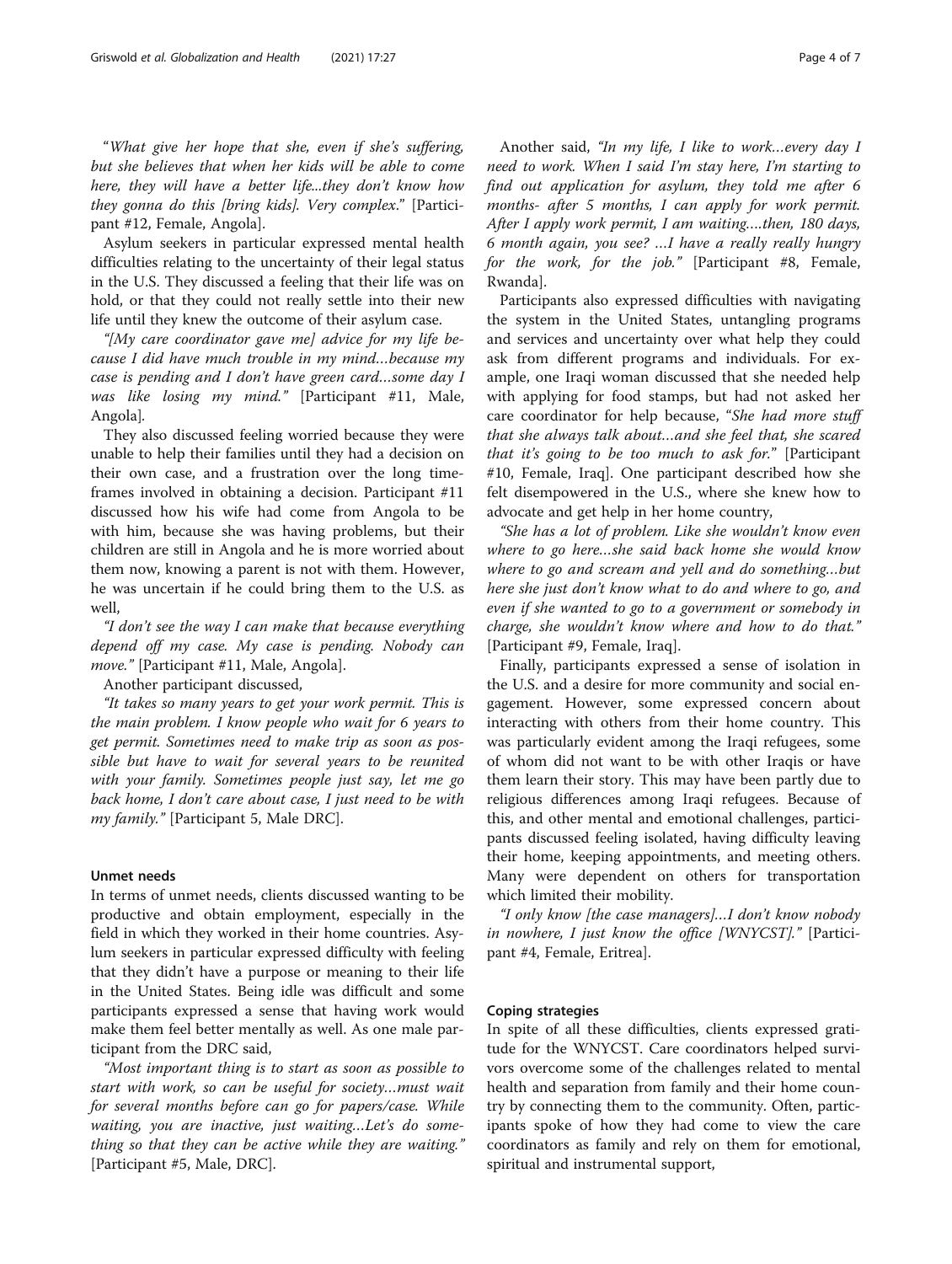*"What give her hope that she, even if she's suffering, but she believes that when her kids will be able to come here, they will have a better life...they don't know how they gonna do this [bring kids]. Very complex."* [Participant #12, Female, Angola].

Asylum seekers in particular expressed mental health difficulties relating to the uncertainty of their legal status in the U.S. They discussed a feeling that their life was on hold, or that they could not really settle into their new life until they knew the outcome of their asylum case.

*"[My care coordinator gave me] advice for my life because I did have much trouble in my mind…because my case is pending and I don't have green card…some day I was like losing my mind."* [Participant #11, Male, Angola].

They also discussed feeling worried because they were unable to help their families until they had a decision on their own case, and a frustration over the long timeframes involved in obtaining a decision. Participant #11 discussed how his wife had come from Angola to be with him, because she was having problems, but their children are still in Angola and he is more worried about them now, knowing a parent is not with them. However, he was uncertain if he could bring them to the U.S. as well,

*"I don't see the way I can make that because everything depend off my case. My case is pending. Nobody can move."* [Participant #11, Male, Angola].

Another participant discussed,

*"It takes so many years to get your work permit. This is the main problem. I know people who wait for 6 years to get permit. Sometimes need to make trip as soon as possible but have to wait for several years to be reunited with your family. Sometimes people just say, let me go back home, I don't care about case, I just need to be with my family."* [Participant 5, Male DRC].

### Unmet needs

In terms of unmet needs, clients discussed wanting to be productive and obtain employment, especially in the field in which they worked in their home countries. Asylum seekers in particular expressed difficulty with feeling that they didn't have a purpose or meaning to their life in the United States. Being idle was difficult and some participants expressed a sense that having work would make them feel better mentally as well. As one male participant from the DRC said,

*"Most important thing is to start as soon as possible to start with work, so can be useful for society…must wait for several months before can go for papers/case. While waiting, you are inactive, just waiting…Let's do something so that they can be active while they are waiting."* [Participant #5, Male, DRC].

Another said, *"In my life, I like to work…every day I need to work. When I said I'm stay here, I'm starting to find out application for asylum, they told me after 6 months- after 5 months, I can apply for work permit. After I apply work permit, I am waiting….then, 180 days, 6 month again, you see? …I have a really really hungry for the work, for the job."* [Participant #8, Female, Rwanda].

Participants also expressed difficulties with navigating the system in the United States, untangling programs and services and uncertainty over what help they could ask from different programs and individuals. For example, one Iraqi woman discussed that she needed help with applying for food stamps, but had not asked her care coordinator for help because, *"She had more stuff that she always talk about…and she feel that, she scared that it's going to be too much to ask for."* [Participant #10, Female, Iraq]. One participant described how she felt disempowered in the U.S., where she knew how to advocate and get help in her home country,

*"She has a lot of problem. Like she wouldn't know even where to go here…she said back home she would know where to go and scream and yell and do something…but here she just don't know what to do and where to go, and even if she wanted to go to a government or somebody in charge, she wouldn't know where and how to do that."* [Participant #9, Female, Iraq].

Finally, participants expressed a sense of isolation in the U.S. and a desire for more community and social engagement. However, some expressed concern about interacting with others from their home country. This was particularly evident among the Iraqi refugees, some of whom did not want to be with other Iraqis or have them learn their story. This may have been partly due to religious differences among Iraqi refugees. Because of this, and other mental and emotional challenges, participants discussed feeling isolated, having difficulty leaving their home, keeping appointments, and meeting others. Many were dependent on others for transportation which limited their mobility.

*"I only know [the case managers]…I don't know nobody in nowhere, I just know the office [WNYCST]."* [Participant #4, Female, Eritrea].

### Coping strategies

In spite of all these difficulties, clients expressed gratitude for the WNYCST. Care coordinators helped survivors overcome some of the challenges related to mental health and separation from family and their home country by connecting them to the community. Often, participants spoke of how they had come to view the care coordinators as family and rely on them for emotional, spiritual and instrumental support,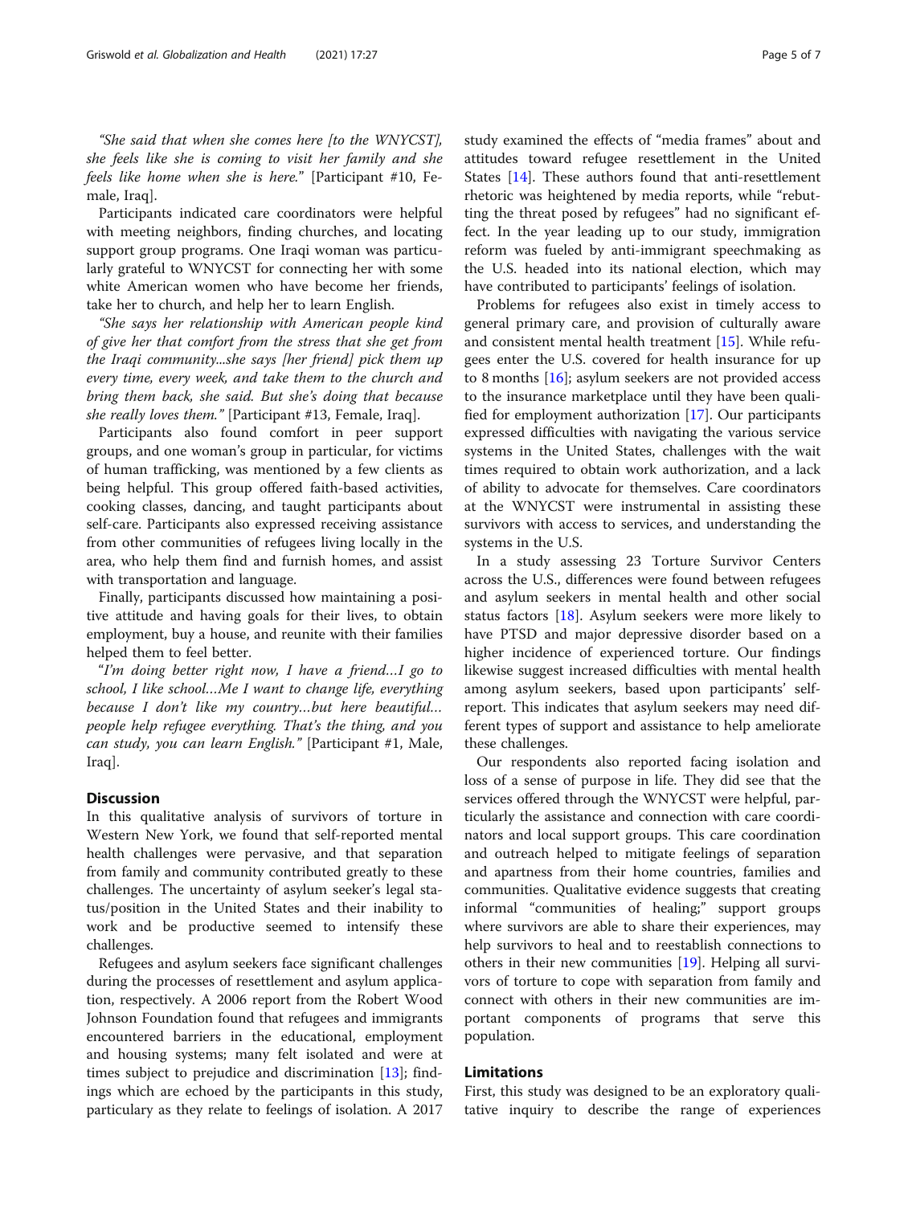*"She said that when she comes here [to the WNYCST], she feels like she is coming to visit her family and she feels like home when she is here."* [Participant #10, Female, Iraq].

Participants indicated care coordinators were helpful with meeting neighbors, finding churches, and locating support group programs. One Iraqi woman was particularly grateful to WNYCST for connecting her with some white American women who have become her friends, take her to church, and help her to learn English.

*"She says her relationship with American people kind of give her that comfort from the stress that she get from the Iraqi community...she says [her friend] pick them up every time, every week, and take them to the church and bring them back, she said. But she's doing that because she really loves them."* [Participant #13, Female, Iraq].

Participants also found comfort in peer support groups, and one woman's group in particular, for victims of human trafficking, was mentioned by a few clients as being helpful. This group offered faith-based activities, cooking classes, dancing, and taught participants about self-care. Participants also expressed receiving assistance from other communities of refugees living locally in the area, who help them find and furnish homes, and assist with transportation and language.

Finally, participants discussed how maintaining a positive attitude and having goals for their lives, to obtain employment, buy a house, and reunite with their families helped them to feel better.

*"I'm doing better right now, I have a friend…I go to school, I like school…Me I want to change life, everything because I don't like my country…but here beautiful… people help refugee everything. That's the thing, and you can study, you can learn English."* [Participant #1, Male, Iraq].

## Discussion

In this qualitative analysis of survivors of torture in Western New York, we found that self-reported mental health challenges were pervasive, and that separation from family and community contributed greatly to these challenges. The uncertainty of asylum seeker's legal status/position in the United States and their inability to work and be productive seemed to intensify these challenges.

Refugees and asylum seekers face significant challenges during the processes of resettlement and asylum application, respectively. A 2006 report from the Robert Wood Johnson Foundation found that refugees and immigrants encountered barriers in the educational, employment and housing systems; many felt isolated and were at times subject to prejudice and discrimination [13]; findings which are echoed by the participants in this study, particulary as they relate to feelings of isolation. A 2017 study examined the effects of "media frames" about and attitudes toward refugee resettlement in the United States [14]. These authors found that anti-resettlement rhetoric was heightened by media reports, while "rebutting the threat posed by refugees" had no significant effect. In the year leading up to our study, immigration reform was fueled by anti-immigrant speechmaking as the U.S. headed into its national election, which may have contributed to participants' feelings of isolation.

Problems for refugees also exist in timely access to general primary care, and provision of culturally aware and consistent mental health treatment [15]. While refugees enter the U.S. covered for health insurance for up to 8 months [16]; asylum seekers are not provided access to the insurance marketplace until they have been qualified for employment authorization [17]. Our participants expressed difficulties with navigating the various service systems in the United States, challenges with the wait times required to obtain work authorization, and a lack of ability to advocate for themselves. Care coordinators at the WNYCST were instrumental in assisting these survivors with access to services, and understanding the systems in the U.S.

In a study assessing 23 Torture Survivor Centers across the U.S., differences were found between refugees and asylum seekers in mental health and other social status factors [18]. Asylum seekers were more likely to have PTSD and major depressive disorder based on a higher incidence of experienced torture. Our findings likewise suggest increased difficulties with mental health among asylum seekers, based upon participants' self-report. This indicates that asylum seekers may need different types of support and assistance to help ameliorate these challenges.

Our respondents also reported facing isolation and loss of a sense of purpose in life. They did see that the services offered through the WNYCST were helpful, particularly the assistance and connection with care coordinators and local support groups. This care coordination and outreach helped to mitigate feelings of separation and apartness from their home countries, families and communities. Qualitative evidence suggests that creating informal "communities of healing;" support groups where survivors are able to share their experiences, may help survivors to heal and to reestablish connections to others in their new communities [19]. Helping all survivors of torture to cope with separation from family and connect with others in their new communities are important components of programs that serve this population.

## Limitations

First, this study was designed to be an exploratory qualitative inquiry to describe the range of experiences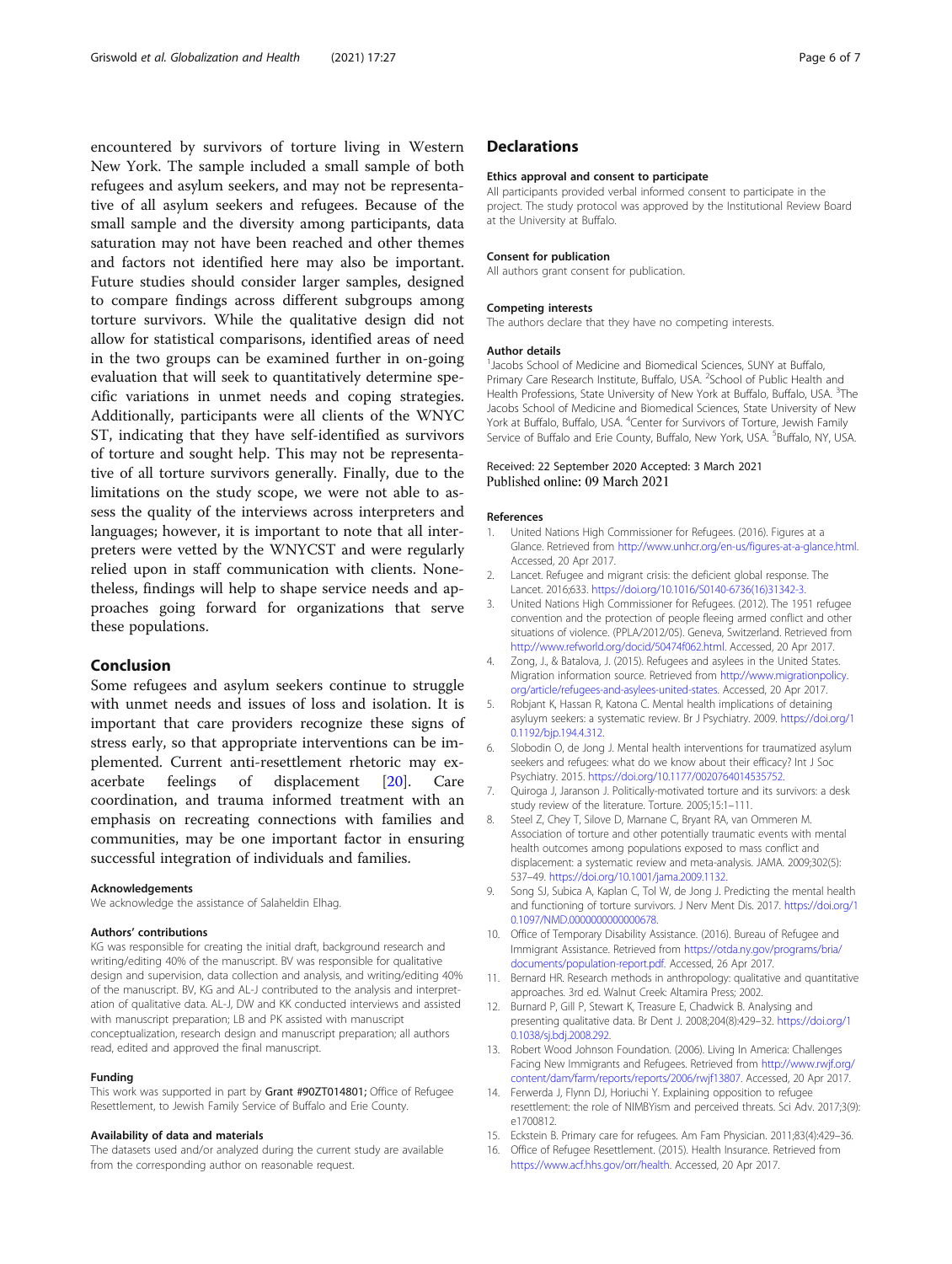encountered by survivors of torture living in Western New York. The sample included a small sample of both refugees and asylum seekers, and may not be representative of all asylum seekers and refugees. Because of the small sample and the diversity among participants, data saturation may not have been reached and other themes and factors not identified here may also be important. Future studies should consider larger samples, designed to compare findings across different subgroups among torture survivors. While the qualitative design did not allow for statistical comparisons, identified areas of need in the two groups can be examined further in on-going evaluation that will seek to quantitatively determine specific variations in unmet needs and coping strategies. Additionally, participants were all clients of the WNYC ST, indicating that they have self-identified as survivors of torture and sought help. This may not be representative of all torture survivors generally. Finally, due to the limitations on the study scope, we were not able to assess the quality of the interviews across interpreters and languages; however, it is important to note that all interpreters were vetted by the WNYCST and were regularly relied upon in staff communication with clients. Nonetheless, findings will help to shape service needs and approaches going forward for organizations that serve these populations.

## Conclusion

Some refugees and asylum seekers continue to struggle with unmet needs and issues of loss and isolation. It is important that care providers recognize these signs of stress early, so that appropriate interventions can be implemented. Current anti-resettlement rhetoric may exacerbate feelings of displacement [20]. Care coordination, and trauma informed treatment with an emphasis on recreating connections with families and communities, may be one important factor in ensuring successful integration of individuals and families.

#### Acknowledgements

We acknowledge the assistance of Salaheldin Elhag.

#### Authors' contributions

KG was responsible for creating the initial draft, background research and writing/editing 40% of the manuscript. BV was responsible for qualitative design and supervision, data collection and analysis, and writing/editing 40% of the manuscript. BV, KG and AL-J contributed to the analysis and interpretation of qualitative data. AL-J, DW and KK conducted interviews and assisted with manuscript preparation; LB and PK assisted with manuscript conceptualization, research design and manuscript preparation; all authors read, edited and approved the final manuscript.

#### Funding

This work was supported in part by **Grant #90ZT014801;** Office of Refugee Resettlement, to Jewish Family Service of Buffalo and Erie County.

#### Availability of data and materials

The datasets used and/or analyzed during the current study are available from the corresponding author on reasonable request.

## Declarations

#### Ethics approval and consent to participate

All participants provided verbal informed consent to participate in the project. The study protocol was approved by the Institutional Review Board at the University at Buffalo.

#### Consent for publication

All authors grant consent for publication.

#### Competing interests

The authors declare that they have no competing interests.

#### Author details

[1]Jacobs School of Medicine and Biomedical Sciences, SUNY at Buffalo, Primary Care Research Institute, Buffalo, USA. [2]School of Public Health and Health Professions, State University of New York at Buffalo, Buffalo, USA. [3]The Jacobs School of Medicine and Biomedical Sciences, State University of New York at Buffalo, Buffalo, USA. [4]Center for Survivors of Torture, Jewish Family Service of Buffalo and Erie County, Buffalo, New York, USA. [5]Buffalo, NY, USA.

Received: 22 September 2020 Accepted: 3 March 2021
Published online: 09 March 2021

#### References

1. United Nations High Commissioner for Refugees. (2016). Figures at a Glance. Retrieved from http://www.unhcr.org/en-us/figures-at-a-glance.html. Accessed, 20 Apr 2017.
2. Lancet. Refugee and migrant crisis: the deficient global response. The Lancet. 2016;633. https://doi.org/10.1016/S0140-6736(16)31342-3.
3. United Nations High Commissioner for Refugees. (2012). The 1951 refugee convention and the protection of people fleeing armed conflict and other situations of violence. (PPLA/2012/05). Geneva, Switzerland. Retrieved from http://www.refworld.org/docid/50474f062.html. Accessed, 20 Apr 2017.
4. Zong, J., & Batalova, J. (2015). Refugees and asylees in the United States. Migration information source. Retrieved from http://www.migrationpolicy.org/article/refugees-and-asylees-united-states. Accessed, 20 Apr 2017.
5. Robjant K, Hassan R, Katona C. Mental health implications of detaining asyluym seekers: a systematic review. Br J Psychiatry. 2009. https://doi.org/10.1192/bjp.194.4.312.
6. Slobodin O, de Jong J. Mental health interventions for traumatized asylum seekers and refugees: what do we know about their efficacy? Int J Soc Psychiatry. 2015. https://doi.org/10.1177/0020764014535752.
7. Quiroga J, Jaranson J. Politically-motivated torture and its survivors: a desk study review of the literature. Torture. 2005;15:1–111.
8. Steel Z, Chey T, Silove D, Marnane C, Bryant RA, van Ommeren M. Association of torture and other potentially traumatic events with mental health outcomes among populations exposed to mass conflict and displacement: a systematic review and meta-analysis. JAMA. 2009;302(5): 537–49. https://doi.org/10.1001/jama.2009.1132.
9. Song SJ, Subica A, Kaplan C, Tol W, de Jong J. Predicting the mental health and functioning of torture survivors. J Nerv Ment Dis. 2017. https://doi.org/10.1097/NMD.0000000000000678.
10. Office of Temporary Disability Assistance. (2016). Bureau of Refugee and Immigrant Assistance. Retrieved from https://otda.ny.gov/programs/bria/documents/population-report.pdf. Accessed, 26 Apr 2017.
11. Bernard HR. Research methods in anthropology: qualitative and quantitative approaches. 3rd ed. Walnut Creek: Altamira Press; 2002.
12. Burnard P, Gill P, Stewart K, Treasure E, Chadwick B. Analysing and presenting qualitative data. Br Dent J. 2008;204(8):429–32. https://doi.org/10.1038/sj.bdj.2008.292.
13. Robert Wood Johnson Foundation. (2006). Living In America: Challenges Facing New Immigrants and Refugees. Retrieved from http://www.rwjf.org/content/dam/farm/reports/reports/2006/rwjf13807. Accessed, 20 Apr 2017.
14. Ferwerda J, Flynn DJ, Horiuchi Y. Explaining opposition to refugee resettlement: the role of NIMBYism and perceived threats. Sci Adv. 2017;3(9): e1700812.
15. Eckstein B. Primary care for refugees. Am Fam Physician. 2011;83(4):429–36.
16. Office of Refugee Resettlement. (2015). Health Insurance. Retrieved from https://www.acf.hhs.gov/orr/health. Accessed, 20 Apr 2017.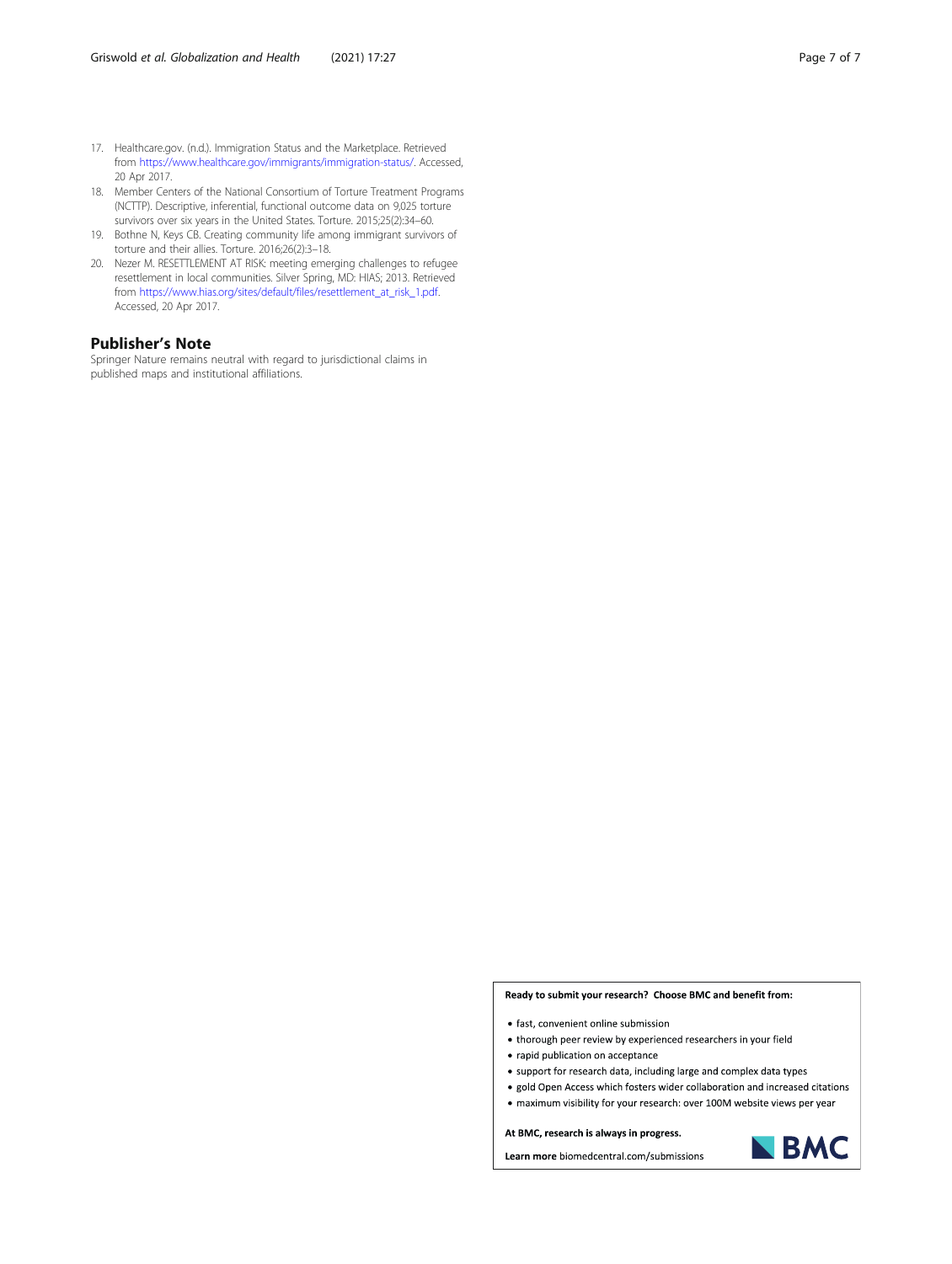17. Healthcare.gov. (n.d.). Immigration Status and the Marketplace. Retrieved from https://www.healthcare.gov/immigrants/immigration-status/. Accessed, 20 Apr 2017.
18. Member Centers of the National Consortium of Torture Treatment Programs (NCTTP). Descriptive, inferential, functional outcome data on 9,025 torture survivors over six years in the United States. Torture. 2015;25(2):34–60.
19. Bothne N, Keys CB. Creating community life among immigrant survivors of torture and their allies. Torture. 2016;26(2):3–18.
20. Nezer M. RESETTLEMENT AT RISK: meeting emerging challenges to refugee resettlement in local communities. Silver Spring, MD: HIAS; 2013. Retrieved from https://www.hias.org/sites/default/files/resettlement_at_risk_1.pdf. Accessed, 20 Apr 2017.

## Publisher's Note

Springer Nature remains neutral with regard to jurisdictional claims in published maps and institutional affiliations.

**Ready to submit your research? Choose BMC and benefit from:**

- fast, convenient online submission
- thorough peer review by experienced researchers in your field
- rapid publication on acceptance
- support for research data, including large and complex data types
- gold Open Access which fosters wider collaboration and increased citations
- maximum visibility for your research: over 100M website views per year

**At BMC, research is always in progress.**

**Learn more** biomedcentral.com/submissions

BMC